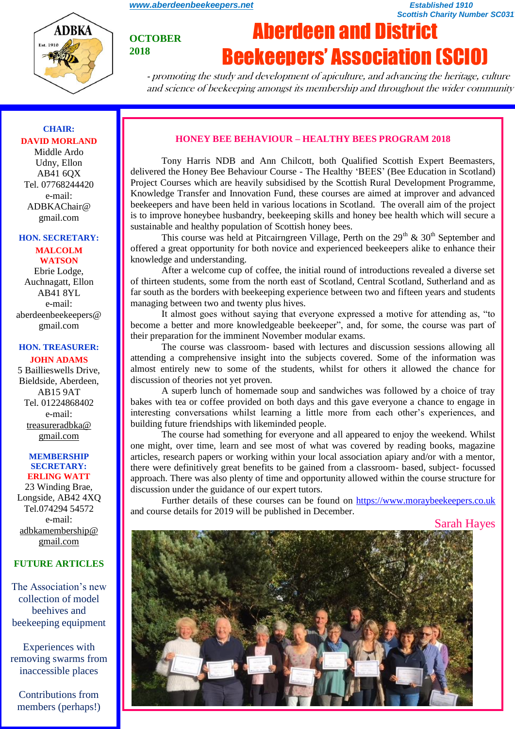www.aberdeenbeekeepers.net

Established 1910
Scottish Charity Number SC031

ADBKA Est. 1910

OCTOBER 2018

# Aberdeen and District Beekeepers' Association (SCIO)

*- promoting the study and development of apiculture, and advancing the heritage, culture and science of beekeeping amongst its membership and throughout the wider community*

**CHAIR:**
**DAVID MORLAND**
Middle Ardo
Udny, Ellon
AB41 6QX
Tel. 07768244420
e-mail:
ADBKAChair@gmail.com

**HON. SECRETARY:**
**MALCOLM WATSON**
Ebrie Lodge,
Auchnagatt, Ellon
AB41 8YL
e-mail:
aberdeenbeekeepers@gmail.com

**HON. TREASURER:**
**JOHN ADAMS**
5 Baillieswells Drive,
Bieldside, Aberdeen,
AB15 9AT
Tel. 01224868402
e-mail:
treasureradbka@gmail.com

**MEMBERSHIP SECRETARY:**
**ERLING WATT**
23 Winding Brae,
Longside, AB42 4XQ
Tel.074294 54572
e-mail:
adbkamembership@gmail.com

**FUTURE ARTICLES**

The Association's new collection of model beehives and beekeeping equipment

Experiences with removing swarms from inaccessible places

Contributions from members (perhaps!)

## HONEY BEE BEHAVIOUR – HEALTHY BEES PROGRAM 2018

Tony Harris NDB and Ann Chilcott, both Qualified Scottish Expert Beemasters, delivered the Honey Bee Behaviour Course - The Healthy 'BEES' (Bee Education in Scotland) Project Courses which are heavily subsidised by the Scottish Rural Development Programme, Knowledge Transfer and Innovation Fund, these courses are aimed at improver and advanced beekeepers and have been held in various locations in Scotland. The overall aim of the project is to improve honeybee husbandry, beekeeping skills and honey bee health which will secure a sustainable and healthy population of Scottish honey bees.

This course was held at Pitcairngreen Village, Perth on the 29th & 30th September and offered a great opportunity for both novice and experienced beekeepers alike to enhance their knowledge and understanding.

After a welcome cup of coffee, the initial round of introductions revealed a diverse set of thirteen students, some from the north east of Scotland, Central Scotland, Sutherland and as far south as the borders with beekeeping experience between two and fifteen years and students managing between two and twenty plus hives.

It almost goes without saying that everyone expressed a motive for attending as, "to become a better and more knowledgeable beekeeper", and, for some, the course was part of their preparation for the imminent November modular exams.

The course was classroom- based with lectures and discussion sessions allowing all attending a comprehensive insight into the subjects covered. Some of the information was almost entirely new to some of the students, whilst for others it allowed the chance for discussion of theories not yet proven.

A superb lunch of homemade soup and sandwiches was followed by a choice of tray bakes with tea or coffee provided on both days and this gave everyone a chance to engage in interesting conversations whilst learning a little more from each other's experiences, and building future friendships with likeminded people.

The course had something for everyone and all appeared to enjoy the weekend. Whilst one might, over time, learn and see most of what was covered by reading books, magazine articles, research papers or working within your local association apiary and/or with a mentor, there were definitively great benefits to be gained from a classroom- based, subject- focussed approach. There was also plenty of time and opportunity allowed within the course structure for discussion under the guidance of our expert tutors.

Further details of these courses can be found on https://www.moraybeekeepers.co.uk and course details for 2019 will be published in December.

Sarah Hayes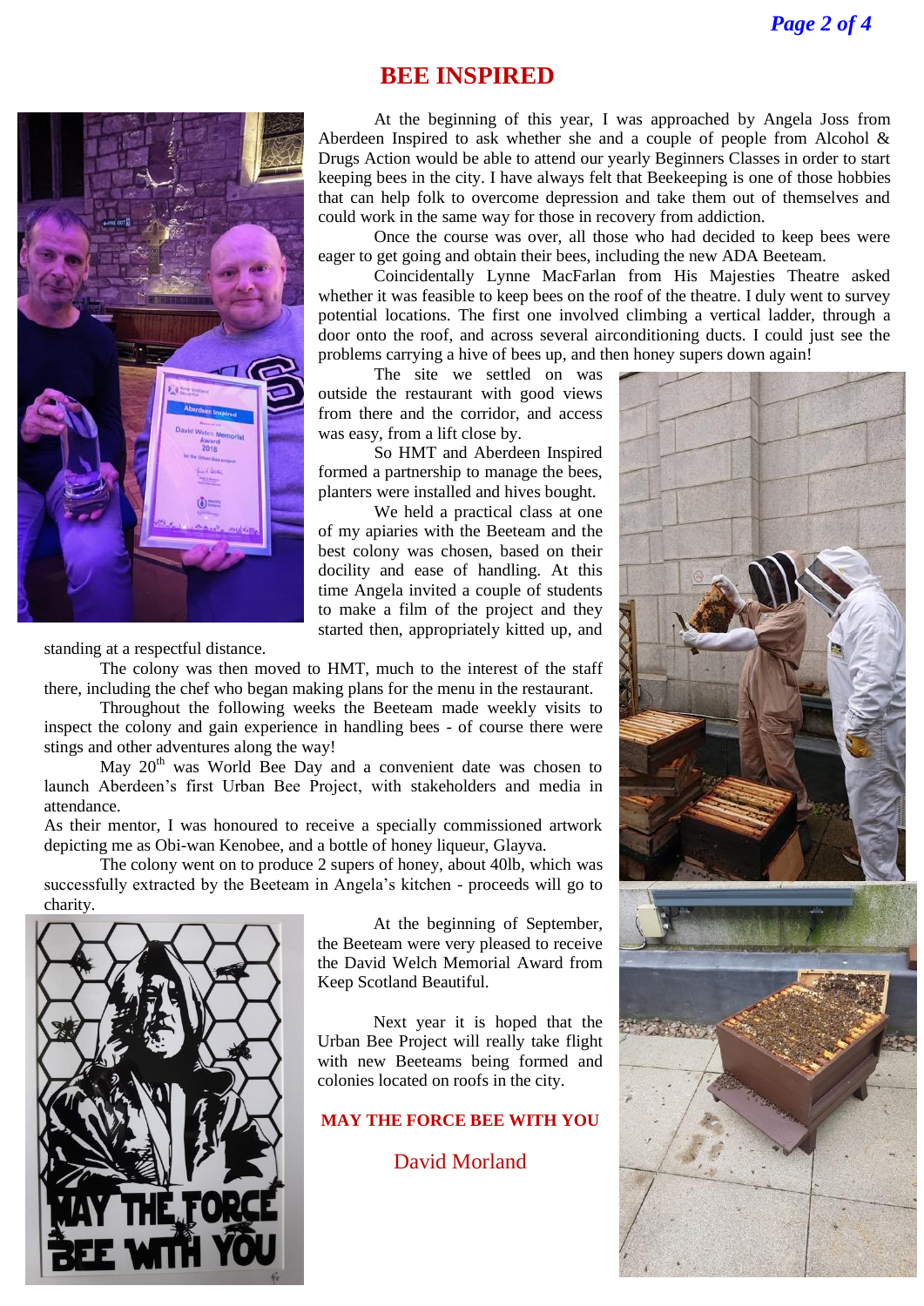# BEE INSPIRED

At the beginning of this year, I was approached by Angela Joss from Aberdeen Inspired to ask whether she and a couple of people from Alcohol & Drugs Action would be able to attend our yearly Beginners Classes in order to start keeping bees in the city. I have always felt that Beekeeping is one of those hobbies that can help folk to overcome depression and take them out of themselves and could work in the same way for those in recovery from addiction.

Once the course was over, all those who had decided to keep bees were eager to get going and obtain their bees, including the new ADA Beeteam.

Coincidentally Lynne MacFarlan from His Majesties Theatre asked whether it was feasible to keep bees on the roof of the theatre. I duly went to survey potential locations. The first one involved climbing a vertical ladder, through a door onto the roof, and across several airconditioning ducts. I could just see the problems carrying a hive of bees up, and then honey supers down again!

The site we settled on was outside the restaurant with good views from there and the corridor, and access was easy, from a lift close by.

So HMT and Aberdeen Inspired formed a partnership to manage the bees, planters were installed and hives bought.

We held a practical class at one of my apiaries with the Beeteam and the best colony was chosen, based on their docility and ease of handling. At this time Angela invited a couple of students to make a film of the project and they started then, appropriately kitted up, and standing at a respectful distance.

The colony was then moved to HMT, much to the interest of the staff there, including the chef who began making plans for the menu in the restaurant.

Throughout the following weeks the Beeteam made weekly visits to inspect the colony and gain experience in handling bees - of course there were stings and other adventures along the way!

May 20th was World Bee Day and a convenient date was chosen to launch Aberdeen's first Urban Bee Project, with stakeholders and media in attendance.

As their mentor, I was honoured to receive a specially commissioned artwork depicting me as Obi-wan Kenobee, and a bottle of honey liqueur, Glayva.

The colony went on to produce 2 supers of honey, about 40lb, which was successfully extracted by the Beeteam in Angela's kitchen - proceeds will go to charity.

At the beginning of September, the Beeteam were very pleased to receive the David Welch Memorial Award from Keep Scotland Beautiful.

Next year it is hoped that the Urban Bee Project will really take flight with new Beeteams being formed and colonies located on roofs in the city.

**MAY THE FORCE BEE WITH YOU**

David Morland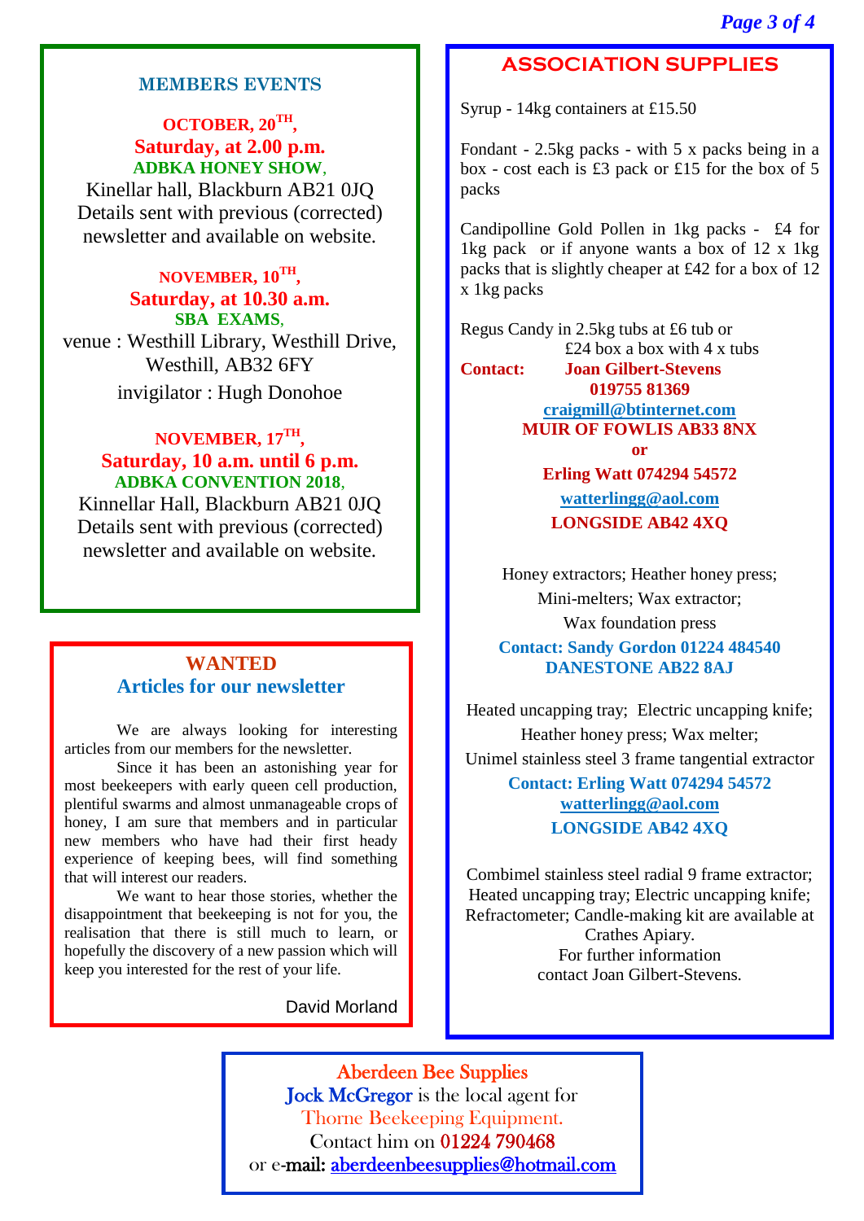## MEMBERS EVENTS

**OCTOBER, 20TH,**
**Saturday, at 2.00 p.m.**
**ADBKA HONEY SHOW,**
Kinellar hall, Blackburn AB21 0JQ
Details sent with previous (corrected) newsletter and available on website.

**NOVEMBER, 10TH,**
**Saturday, at 10.30 a.m.**
**SBA EXAMS,**
venue : Westhill Library, Westhill Drive, Westhill, AB32 6FY
invigilator : Hugh Donohoe

**NOVEMBER, 17TH,**
**Saturday, 10 a.m. until 6 p.m.**
**ADBKA CONVENTION 2018,**
Kinnellar Hall, Blackburn AB21 0JQ
Details sent with previous (corrected) newsletter and available on website.

## WANTED
### Articles for our newsletter

We are always looking for interesting articles from our members for the newsletter.

Since it has been an astonishing year for most beekeepers with early queen cell production, plentiful swarms and almost unmanageable crops of honey, I am sure that members and in particular new members who have had their first heady experience of keeping bees, will find something that will interest our readers.

We want to hear those stories, whether the disappointment that beekeeping is not for you, the realisation that there is still much to learn, or hopefully the discovery of a new passion which will keep you interested for the rest of your life.

David Morland

## ASSOCIATION SUPPLIES

Syrup - 14kg containers at £15.50

Fondant - 2.5kg packs - with 5 x packs being in a box - cost each is £3 pack or £15 for the box of 5 packs

Candipolline Gold Pollen in 1kg packs - £4 for 1kg pack or if anyone wants a box of 12 x 1kg packs that is slightly cheaper at £42 for a box of 12 x 1kg packs

Regus Candy in 2.5kg tubs at £6 tub or £24 box a box with 4 x tubs

**Contact: Joan Gilbert-Stevens**
**019755 81369**
**craigmill@btinternet.com**
**MUIR OF FOWLIS AB33 8NX**
**or**
**Erling Watt 074294 54572**
**watterlingg@aol.com**
**LONGSIDE AB42 4XQ**

Honey extractors; Heather honey press; Mini-melters; Wax extractor; Wax foundation press

**Contact: Sandy Gordon 01224 484540**
**DANESTONE AB22 8AJ**

Heated uncapping tray; Electric uncapping knife; Heather honey press; Wax melter; Unimel stainless steel 3 frame tangential extractor

**Contact: Erling Watt 074294 54572**
**watterlingg@aol.com**
**LONGSIDE AB42 4XQ**

Combimel stainless steel radial 9 frame extractor; Heated uncapping tray; Electric uncapping knife; Refractometer; Candle-making kit are available at Crathes Apiary.
For further information contact Joan Gilbert-Stevens.

---

Aberdeen Bee Supplies
**Jock McGregor** is the local agent for Thorne Beekeeping Equipment.
Contact him on 01224 790468
or e-**mail:** aberdeenbeesupplies@hotmail.com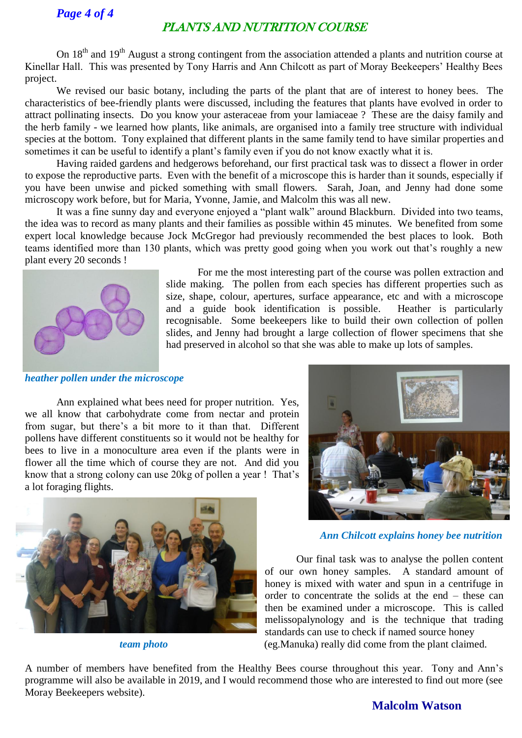# PLANTS AND NUTRITION COURSE

On 18th and 19th August a strong contingent from the association attended a plants and nutrition course at Kinellar Hall. This was presented by Tony Harris and Ann Chilcott as part of Moray Beekeepers' Healthy Bees project.

We revised our basic botany, including the parts of the plant that are of interest to honey bees. The characteristics of bee-friendly plants were discussed, including the features that plants have evolved in order to attract pollinating insects. Do you know your asteraceae from your lamiaceae ? These are the daisy family and the herb family - we learned how plants, like animals, are organised into a family tree structure with individual species at the bottom. Tony explained that different plants in the same family tend to have similar properties and sometimes it can be useful to identify a plant's family even if you do not know exactly what it is.

Having raided gardens and hedgerows beforehand, our first practical task was to dissect a flower in order to expose the reproductive parts. Even with the benefit of a microscope this is harder than it sounds, especially if you have been unwise and picked something with small flowers. Sarah, Joan, and Jenny had done some microscopy work before, but for Maria, Yvonne, Jamie, and Malcolm this was all new.

It was a fine sunny day and everyone enjoyed a "plant walk" around Blackburn. Divided into two teams, the idea was to record as many plants and their families as possible within 45 minutes. We benefited from some expert local knowledge because Jock McGregor had previously recommended the best places to look. Both teams identified more than 130 plants, which was pretty good going when you work out that's roughly a new plant every 20 seconds !

For me the most interesting part of the course was pollen extraction and slide making. The pollen from each species has different properties such as size, shape, colour, apertures, surface appearance, etc and with a microscope and a guide book identification is possible. Heather is particularly recognisable. Some beekeepers like to build their own collection of pollen slides, and Jenny had brought a large collection of flower specimens that she had preserved in alcohol so that she was able to make up lots of samples.

*heather pollen under the microscope*

Ann explained what bees need for proper nutrition. Yes, we all know that carbohydrate come from nectar and protein from sugar, but there's a bit more to it than that. Different pollens have different constituents so it would not be healthy for bees to live in a monoculture area even if the plants were in flower all the time which of course they are not. And did you know that a strong colony can use 20kg of pollen a year ! That's a lot foraging flights.

*Ann Chilcott explains honey bee nutrition*

*team photo*

Our final task was to analyse the pollen content of our own honey samples. A standard amount of honey is mixed with water and spun in a centrifuge in order to concentrate the solids at the end – these can then be examined under a microscope. This is called melissopalynology and is the technique that trading standards can use to check if named source honey (eg.Manuka) really did come from the plant claimed.

A number of members have benefited from the Healthy Bees course throughout this year. Tony and Ann's programme will also be available in 2019, and I would recommend those who are interested to find out more (see Moray Beekeepers website).

**Malcolm Watson**